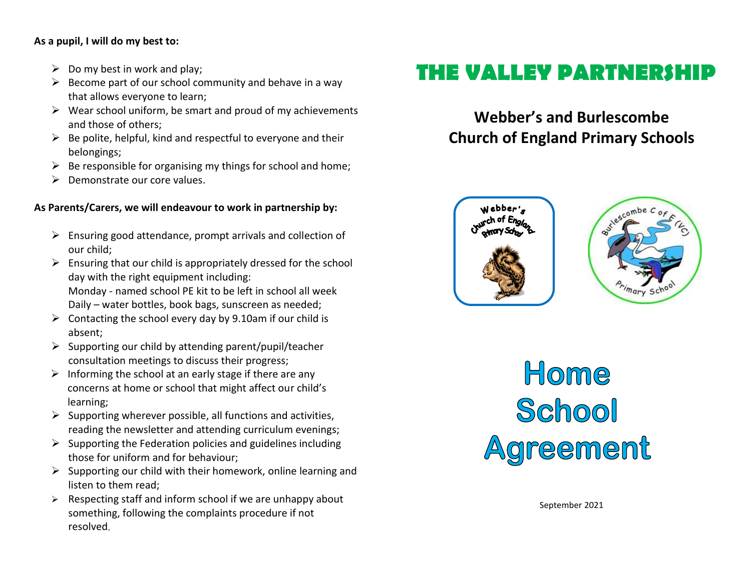**As a pupil, I will do my best to:**

- Do my best in work and play;
- Become part of our school community and behave in a way that allows everyone to learn;
- Wear school uniform, be smart and proud of my achievements and those of others;
- Be polite, helpful, kind and respectful to everyone and their belongings;
- Be responsible for organising my things for school and home;
- Demonstrate our core values.

**As Parents/Carers, we will endeavour to work in partnership by:**

- Ensuring good attendance, prompt arrivals and collection of our child;
- Ensuring that our child is appropriately dressed for the school day with the right equipment including:
  Monday - named school PE kit to be left in school all week
  Daily – water bottles, book bags, sunscreen as needed;
- Contacting the school every day by 9.10am if our child is absent;
- Supporting our child by attending parent/pupil/teacher consultation meetings to discuss their progress;
- Informing the school at an early stage if there are any concerns at home or school that might affect our child's learning;
- Supporting wherever possible, all functions and activities, reading the newsletter and attending curriculum evenings;
- Supporting the Federation policies and guidelines including those for uniform and for behaviour;
- Supporting our child with their homework, online learning and listen to them read;
- Respecting staff and inform school if we are unhappy about something, following the complaints procedure if not resolved.

# THE VALLEY PARTNERSHIP

## Webber's and Burlescombe Church of England Primary Schools

# Home School Agreement

September 2021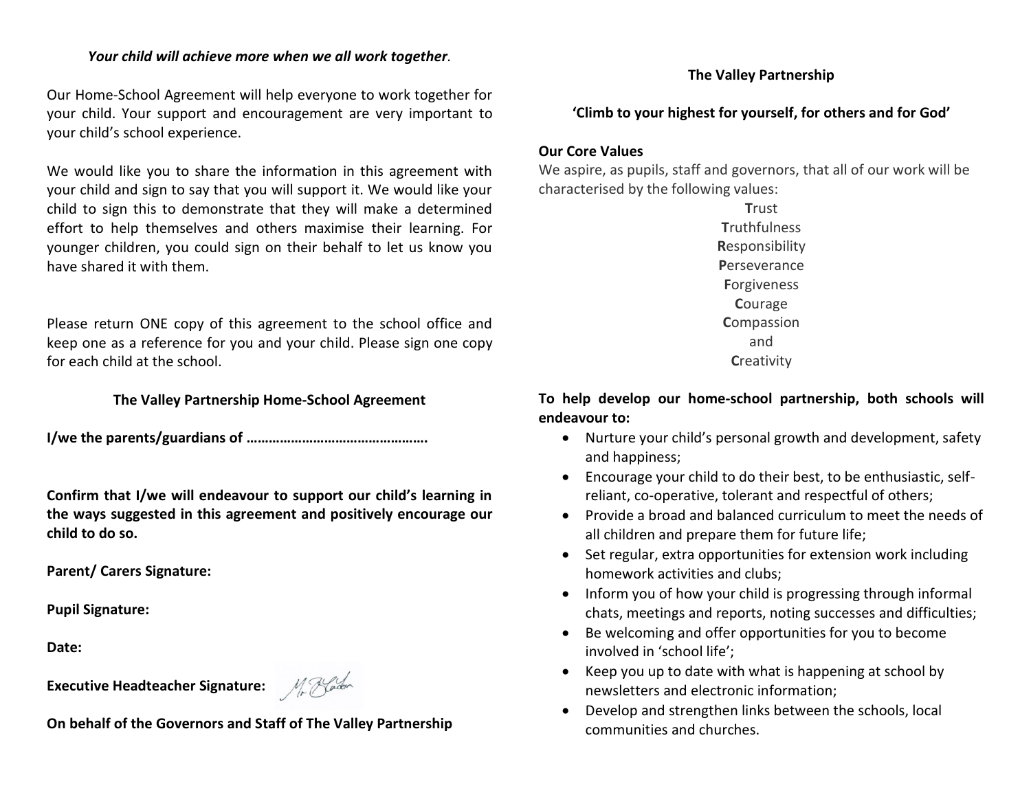***Your child will achieve more when we all work together***.

Our Home-School Agreement will help everyone to work together for your child. Your support and encouragement are very important to your child's school experience.

We would like you to share the information in this agreement with your child and sign to say that you will support it. We would like your child to sign this to demonstrate that they will make a determined effort to help themselves and others maximise their learning. For younger children, you could sign on their behalf to let us know you have shared it with them.

Please return ONE copy of this agreement to the school office and keep one as a reference for you and your child. Please sign one copy for each child at the school.

**The Valley Partnership Home-School Agreement**

**I/we the parents/guardians of ………………………………………….**

**Confirm that I/we will endeavour to support our child's learning in the ways suggested in this agreement and positively encourage our child to do so.**

**Parent/ Carers Signature:**

**Pupil Signature:**

**Date:**

**Executive Headteacher Signature:**

**On behalf of the Governors and Staff of The Valley Partnership**

**The Valley Partnership**

**'Climb to your highest for yourself, for others and for God'**

**Our Core Values**

We aspire, as pupils, staff and governors, that all of our work will be characterised by the following values:

**T**rust
**T**ruthfulness
**R**esponsibility
**P**erseverance
**F**orgiveness
**C**ourage
**C**ompassion
and
**C**reativity

**To help develop our home-school partnership, both schools will endeavour to:**

- Nurture your child's personal growth and development, safety and happiness;
- Encourage your child to do their best, to be enthusiastic, self-reliant, co-operative, tolerant and respectful of others;
- Provide a broad and balanced curriculum to meet the needs of all children and prepare them for future life;
- Set regular, extra opportunities for extension work including homework activities and clubs;
- Inform you of how your child is progressing through informal chats, meetings and reports, noting successes and difficulties;
- Be welcoming and offer opportunities for you to become involved in 'school life';
- Keep you up to date with what is happening at school by newsletters and electronic information;
- Develop and strengthen links between the schools, local communities and churches.